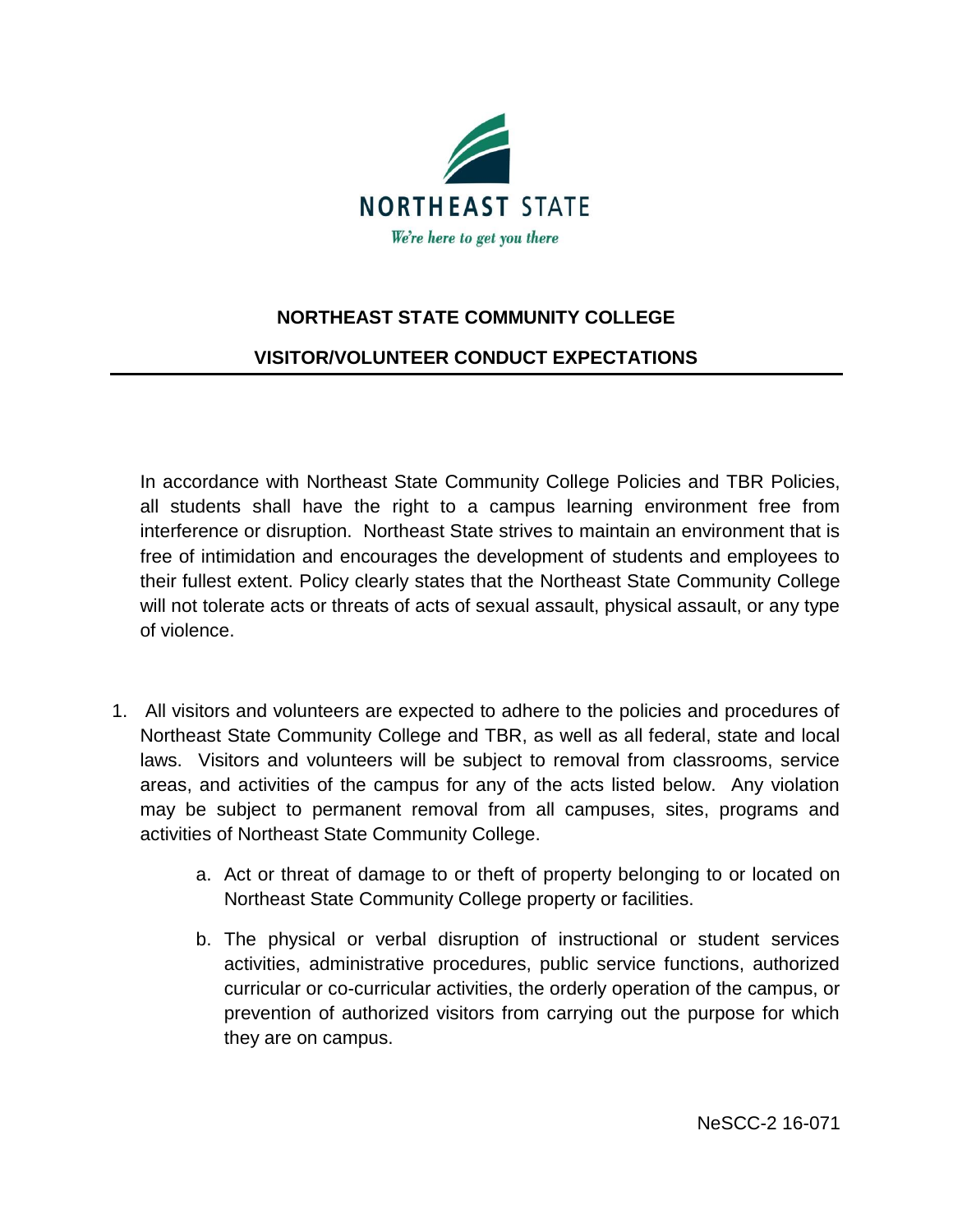NORTHEAST STATE

*We're here to get you there*

# NORTHEAST STATE COMMUNITY COLLEGE

## VISITOR/VOLUNTEER CONDUCT EXPECTATIONS

In accordance with Northeast State Community College Policies and TBR Policies, all students shall have the right to a campus learning environment free from interference or disruption. Northeast State strives to maintain an environment that is free of intimidation and encourages the development of students and employees to their fullest extent. Policy clearly states that the Northeast State Community College will not tolerate acts or threats of acts of sexual assault, physical assault, or any type of violence.

1. All visitors and volunteers are expected to adhere to the policies and procedures of Northeast State Community College and TBR, as well as all federal, state and local laws. Visitors and volunteers will be subject to removal from classrooms, service areas, and activities of the campus for any of the acts listed below. Any violation may be subject to permanent removal from all campuses, sites, programs and activities of Northeast State Community College.

    a. Act or threat of damage to or theft of property belonging to or located on Northeast State Community College property or facilities.

    b. The physical or verbal disruption of instructional or student services activities, administrative procedures, public service functions, authorized curricular or co-curricular activities, the orderly operation of the campus, or prevention of authorized visitors from carrying out the purpose for which they are on campus.

NeSCC-2 16-071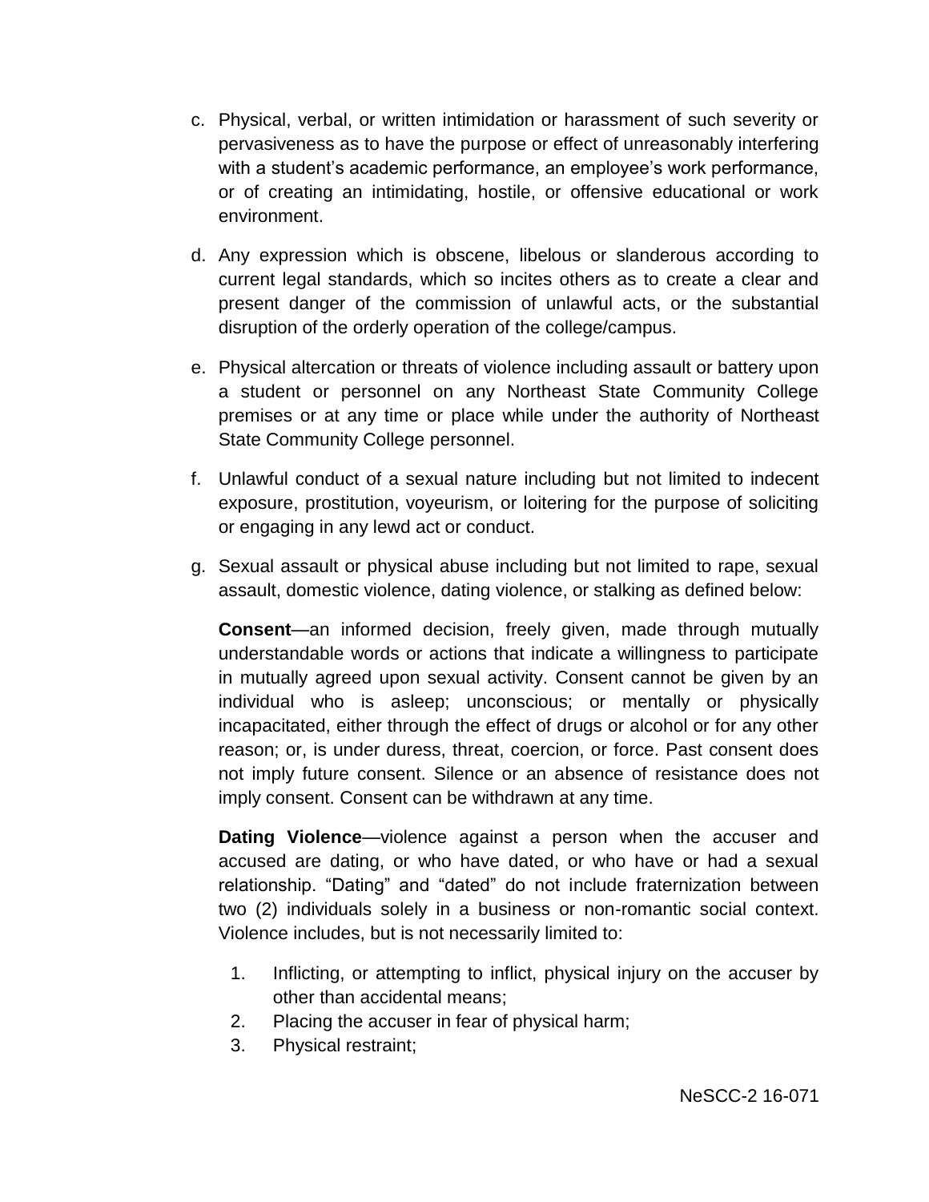c. Physical, verbal, or written intimidation or harassment of such severity or pervasiveness as to have the purpose or effect of unreasonably interfering with a student's academic performance, an employee's work performance, or of creating an intimidating, hostile, or offensive educational or work environment.

d. Any expression which is obscene, libelous or slanderous according to current legal standards, which so incites others as to create a clear and present danger of the commission of unlawful acts, or the substantial disruption of the orderly operation of the college/campus.

e. Physical altercation or threats of violence including assault or battery upon a student or personnel on any Northeast State Community College premises or at any time or place while under the authority of Northeast State Community College personnel.

f. Unlawful conduct of a sexual nature including but not limited to indecent exposure, prostitution, voyeurism, or loitering for the purpose of soliciting or engaging in any lewd act or conduct.

g. Sexual assault or physical abuse including but not limited to rape, sexual assault, domestic violence, dating violence, or stalking as defined below:

   **Consent**—an informed decision, freely given, made through mutually understandable words or actions that indicate a willingness to participate in mutually agreed upon sexual activity. Consent cannot be given by an individual who is asleep; unconscious; or mentally or physically incapacitated, either through the effect of drugs or alcohol or for any other reason; or, is under duress, threat, coercion, or force. Past consent does not imply future consent. Silence or an absence of resistance does not imply consent. Consent can be withdrawn at any time.

   **Dating Violence**—violence against a person when the accuser and accused are dating, or who have dated, or who have or had a sexual relationship. "Dating" and "dated" do not include fraternization between two (2) individuals solely in a business or non-romantic social context. Violence includes, but is not necessarily limited to:

   1. Inflicting, or attempting to inflict, physical injury on the accuser by other than accidental means;
   2. Placing the accuser in fear of physical harm;
   3. Physical restraint;

NeSCC-2 16-071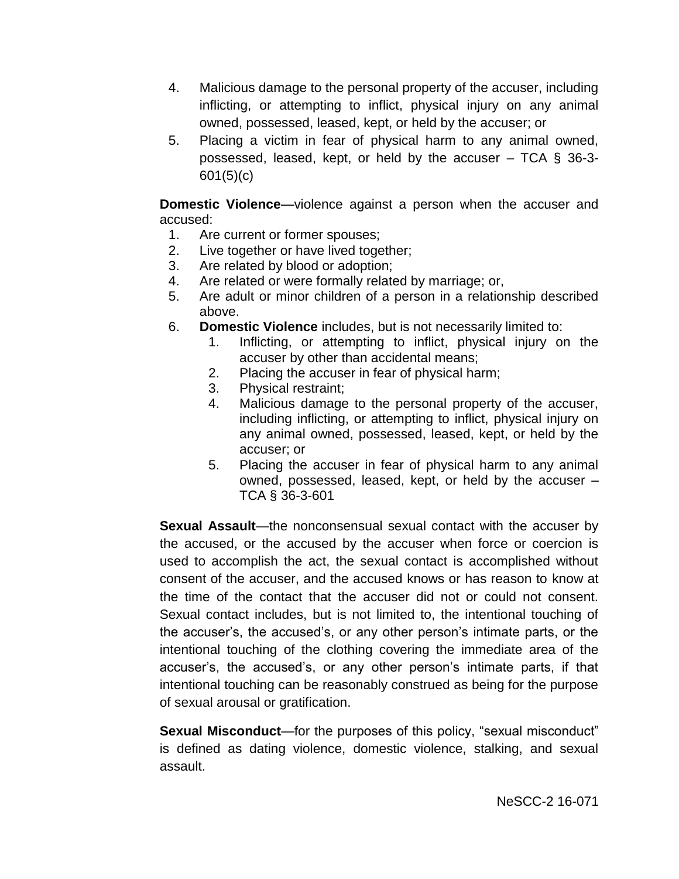4. Malicious damage to the personal property of the accuser, including inflicting, or attempting to inflict, physical injury on any animal owned, possessed, leased, kept, or held by the accuser; or
5. Placing a victim in fear of physical harm to any animal owned, possessed, leased, kept, or held by the accuser – TCA § 36-3-601(5)(c)

**Domestic Violence**—violence against a person when the accuser and accused:

1. Are current or former spouses;
2. Live together or have lived together;
3. Are related by blood or adoption;
4. Are related or were formally related by marriage; or,
5. Are adult or minor children of a person in a relationship described above.
6. **Domestic Violence** includes, but is not necessarily limited to:
    1. Inflicting, or attempting to inflict, physical injury on the accuser by other than accidental means;
    2. Placing the accuser in fear of physical harm;
    3. Physical restraint;
    4. Malicious damage to the personal property of the accuser, including inflicting, or attempting to inflict, physical injury on any animal owned, possessed, leased, kept, or held by the accuser; or
    5. Placing the accuser in fear of physical harm to any animal owned, possessed, leased, kept, or held by the accuser – TCA § 36-3-601

**Sexual Assault**—the nonconsensual sexual contact with the accuser by the accused, or the accused by the accuser when force or coercion is used to accomplish the act, the sexual contact is accomplished without consent of the accuser, and the accused knows or has reason to know at the time of the contact that the accuser did not or could not consent. Sexual contact includes, but is not limited to, the intentional touching of the accuser's, the accused's, or any other person's intimate parts, or the intentional touching of the clothing covering the immediate area of the accuser's, the accused's, or any other person's intimate parts, if that intentional touching can be reasonably construed as being for the purpose of sexual arousal or gratification.

**Sexual Misconduct**—for the purposes of this policy, "sexual misconduct" is defined as dating violence, domestic violence, stalking, and sexual assault.

NeSCC-2 16-071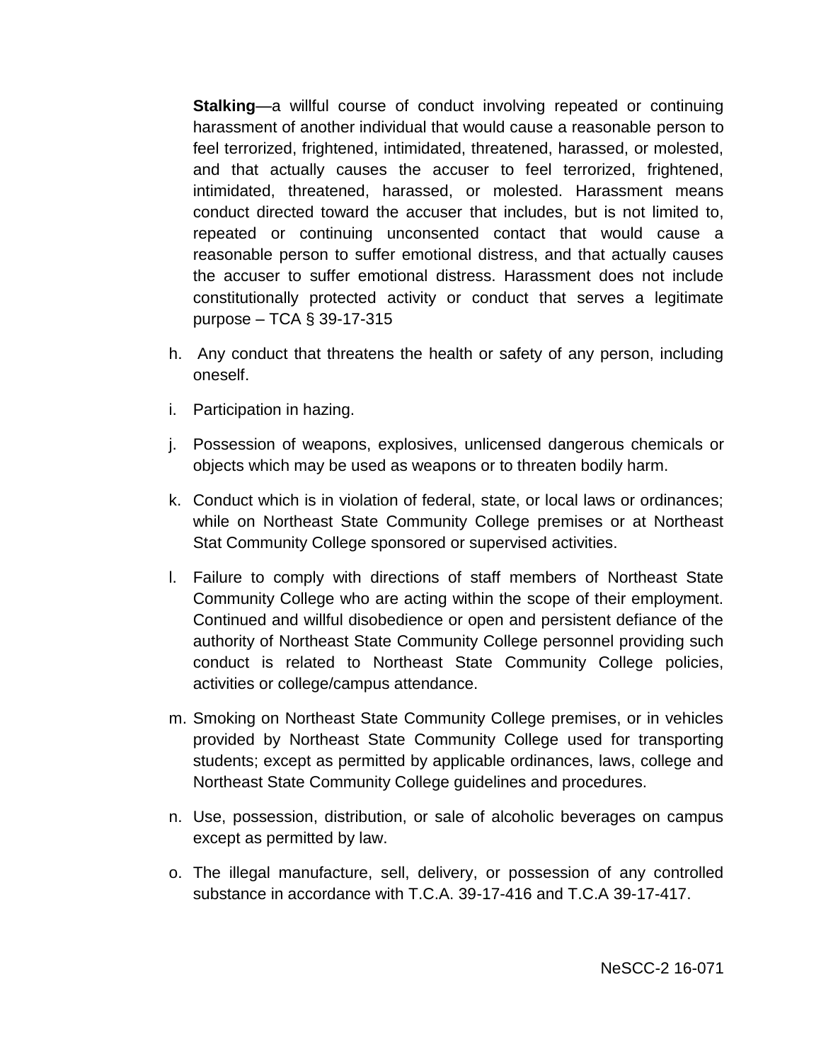**Stalking**—a willful course of conduct involving repeated or continuing harassment of another individual that would cause a reasonable person to feel terrorized, frightened, intimidated, threatened, harassed, or molested, and that actually causes the accuser to feel terrorized, frightened, intimidated, threatened, harassed, or molested. Harassment means conduct directed toward the accuser that includes, but is not limited to, repeated or continuing unconsented contact that would cause a reasonable person to suffer emotional distress, and that actually causes the accuser to suffer emotional distress. Harassment does not include constitutionally protected activity or conduct that serves a legitimate purpose – TCA § 39-17-315

h. Any conduct that threatens the health or safety of any person, including oneself.

i. Participation in hazing.

j. Possession of weapons, explosives, unlicensed dangerous chemicals or objects which may be used as weapons or to threaten bodily harm.

k. Conduct which is in violation of federal, state, or local laws or ordinances; while on Northeast State Community College premises or at Northeast Stat Community College sponsored or supervised activities.

l. Failure to comply with directions of staff members of Northeast State Community College who are acting within the scope of their employment. Continued and willful disobedience or open and persistent defiance of the authority of Northeast State Community College personnel providing such conduct is related to Northeast State Community College policies, activities or college/campus attendance.

m. Smoking on Northeast State Community College premises, or in vehicles provided by Northeast State Community College used for transporting students; except as permitted by applicable ordinances, laws, college and Northeast State Community College guidelines and procedures.

n. Use, possession, distribution, or sale of alcoholic beverages on campus except as permitted by law.

o. The illegal manufacture, sell, delivery, or possession of any controlled substance in accordance with T.C.A. 39-17-416 and T.C.A 39-17-417.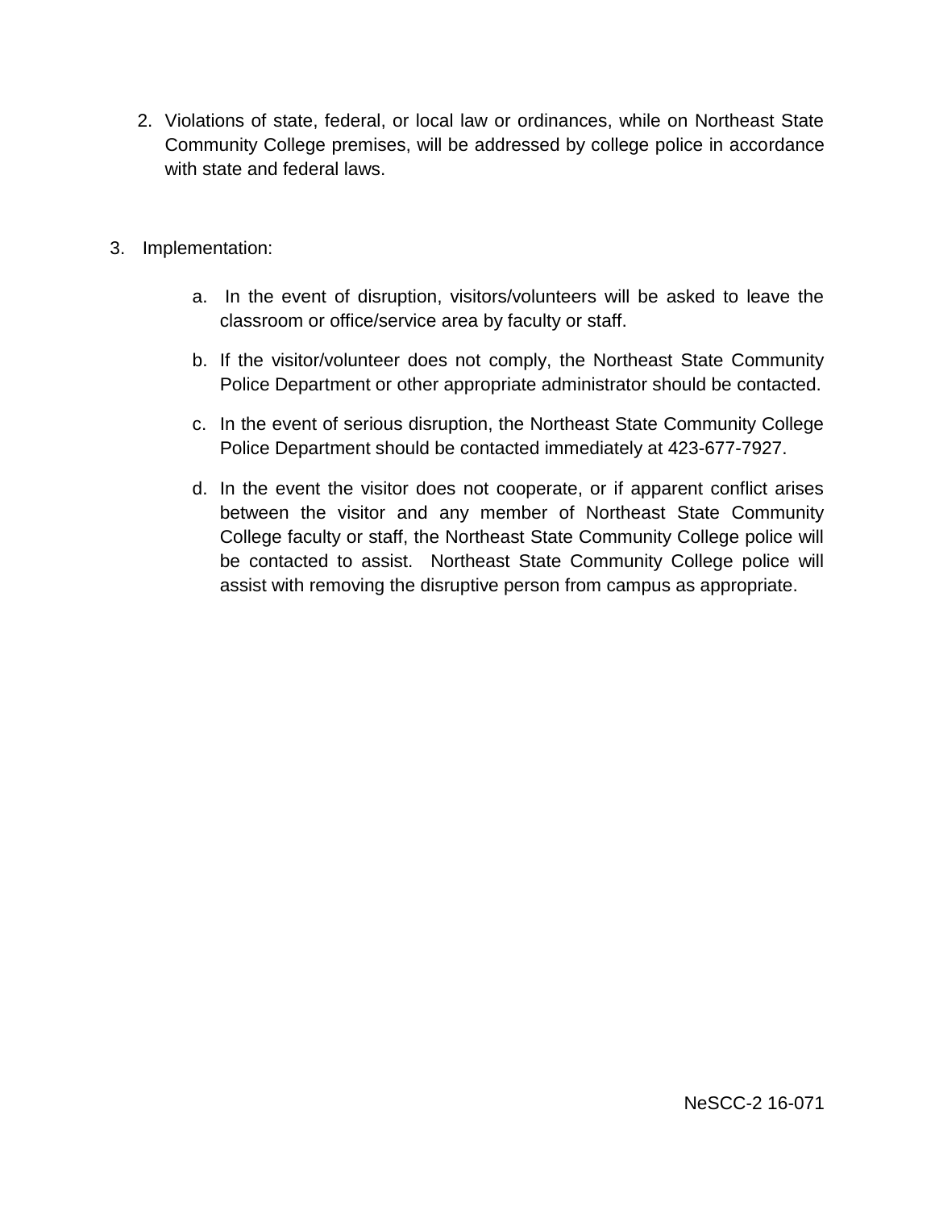2. Violations of state, federal, or local law or ordinances, while on Northeast State Community College premises, will be addressed by college police in accordance with state and federal laws.

3. Implementation:

   a. In the event of disruption, visitors/volunteers will be asked to leave the classroom or office/service area by faculty or staff.

   b. If the visitor/volunteer does not comply, the Northeast State Community Police Department or other appropriate administrator should be contacted.

   c. In the event of serious disruption, the Northeast State Community College Police Department should be contacted immediately at 423-677-7927.

   d. In the event the visitor does not cooperate, or if apparent conflict arises between the visitor and any member of Northeast State Community College faculty or staff, the Northeast State Community College police will be contacted to assist. Northeast State Community College police will assist with removing the disruptive person from campus as appropriate.